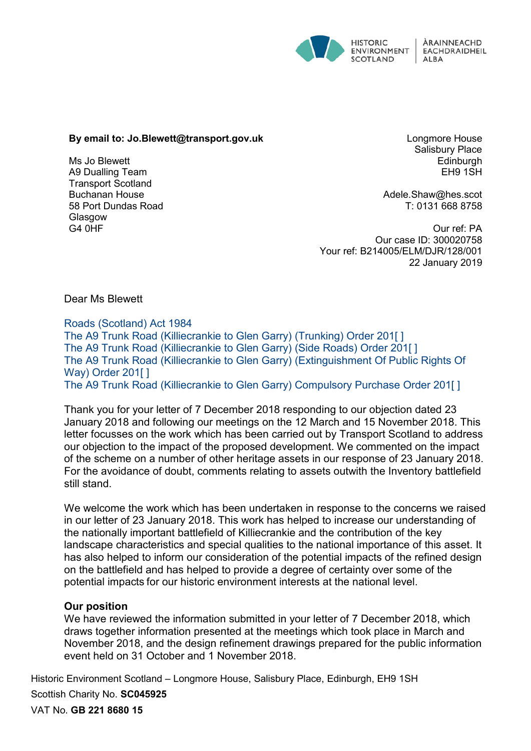HISTORIC ENVIRONMENT SCOTLAND | ÀRAINNEACHD EACHDRAIDHEIL ALBA

**By email to: Jo.Blewett@transport.gov.uk**

Ms Jo Blewett
A9 Dualling Team
Transport Scotland
Buchanan House
58 Port Dundas Road
Glasgow
G4 0HF

Longmore House
Salisbury Place
Edinburgh
EH9 1SH

Adele.Shaw@hes.scot
T: 0131 668 8758

Our ref: PA
Our case ID: 300020758
Your ref: B214005/ELM/DJR/128/001
22 January 2019

Dear Ms Blewett

Roads (Scotland) Act 1984
The A9 Trunk Road (Killiecrankie to Glen Garry) (Trunking) Order 201[ ]
The A9 Trunk Road (Killiecrankie to Glen Garry) (Side Roads) Order 201[ ]
The A9 Trunk Road (Killiecrankie to Glen Garry) (Extinguishment Of Public Rights Of Way) Order 201[ ]
The A9 Trunk Road (Killiecrankie to Glen Garry) Compulsory Purchase Order 201[ ]

Thank you for your letter of 7 December 2018 responding to our objection dated 23 January 2018 and following our meetings on the 12 March and 15 November 2018. This letter focusses on the work which has been carried out by Transport Scotland to address our objection to the impact of the proposed development. We commented on the impact of the scheme on a number of other heritage assets in our response of 23 January 2018. For the avoidance of doubt, comments relating to assets outwith the Inventory battlefield still stand.

We welcome the work which has been undertaken in response to the concerns we raised in our letter of 23 January 2018. This work has helped to increase our understanding of the nationally important battlefield of Killiecrankie and the contribution of the key landscape characteristics and special qualities to the national importance of this asset. It has also helped to inform our consideration of the potential impacts of the refined design on the battlefield and has helped to provide a degree of certainty over some of the potential impacts for our historic environment interests at the national level.

**Our position**
We have reviewed the information submitted in your letter of 7 December 2018, which draws together information presented at the meetings which took place in March and November 2018, and the design refinement drawings prepared for the public information event held on 31 October and 1 November 2018.

Historic Environment Scotland – Longmore House, Salisbury Place, Edinburgh, EH9 1SH
Scottish Charity No. **SC045925**
VAT No. **GB 221 8680 15**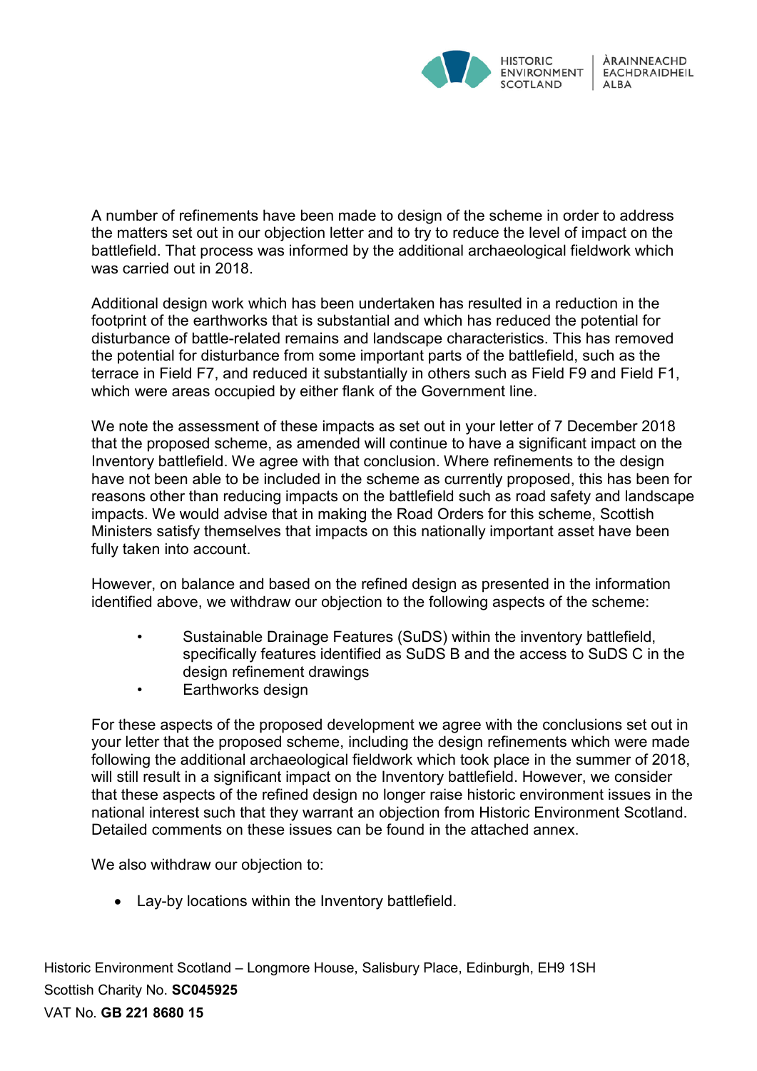A number of refinements have been made to design of the scheme in order to address the matters set out in our objection letter and to try to reduce the level of impact on the battlefield. That process was informed by the additional archaeological fieldwork which was carried out in 2018.

Additional design work which has been undertaken has resulted in a reduction in the footprint of the earthworks that is substantial and which has reduced the potential for disturbance of battle-related remains and landscape characteristics. This has removed the potential for disturbance from some important parts of the battlefield, such as the terrace in Field F7, and reduced it substantially in others such as Field F9 and Field F1, which were areas occupied by either flank of the Government line.

We note the assessment of these impacts as set out in your letter of 7 December 2018 that the proposed scheme, as amended will continue to have a significant impact on the Inventory battlefield. We agree with that conclusion. Where refinements to the design have not been able to be included in the scheme as currently proposed, this has been for reasons other than reducing impacts on the battlefield such as road safety and landscape impacts. We would advise that in making the Road Orders for this scheme, Scottish Ministers satisfy themselves that impacts on this nationally important asset have been fully taken into account.

However, on balance and based on the refined design as presented in the information identified above, we withdraw our objection to the following aspects of the scheme:

- Sustainable Drainage Features (SuDS) within the inventory battlefield, specifically features identified as SuDS B and the access to SuDS C in the design refinement drawings
- Earthworks design

For these aspects of the proposed development we agree with the conclusions set out in your letter that the proposed scheme, including the design refinements which were made following the additional archaeological fieldwork which took place in the summer of 2018, will still result in a significant impact on the Inventory battlefield. However, we consider that these aspects of the refined design no longer raise historic environment issues in the national interest such that they warrant an objection from Historic Environment Scotland. Detailed comments on these issues can be found in the attached annex.

We also withdraw our objection to:

- Lay-by locations within the Inventory battlefield.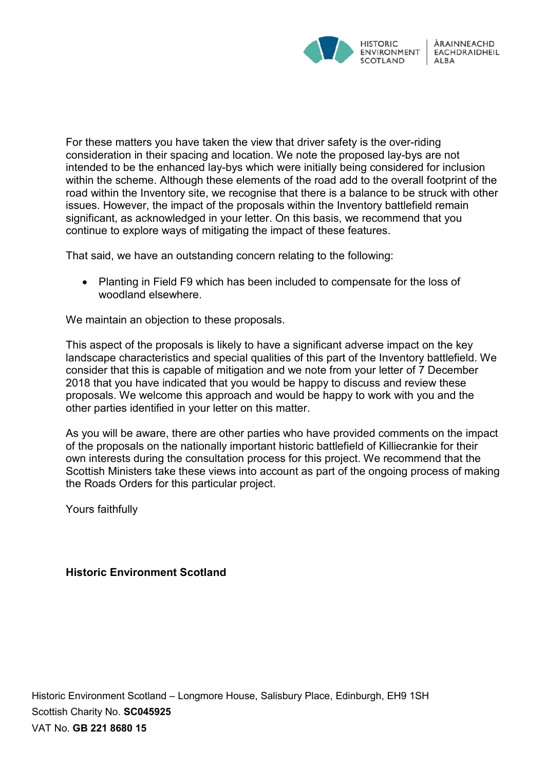For these matters you have taken the view that driver safety is the over-riding consideration in their spacing and location. We note the proposed lay-bys are not intended to be the enhanced lay-bys which were initially being considered for inclusion within the scheme. Although these elements of the road add to the overall footprint of the road within the Inventory site, we recognise that there is a balance to be struck with other issues. However, the impact of the proposals within the Inventory battlefield remain significant, as acknowledged in your letter. On this basis, we recommend that you continue to explore ways of mitigating the impact of these features.

That said, we have an outstanding concern relating to the following:

- Planting in Field F9 which has been included to compensate for the loss of woodland elsewhere.

We maintain an objection to these proposals.

This aspect of the proposals is likely to have a significant adverse impact on the key landscape characteristics and special qualities of this part of the Inventory battlefield. We consider that this is capable of mitigation and we note from your letter of 7 December 2018 that you have indicated that you would be happy to discuss and review these proposals. We welcome this approach and would be happy to work with you and the other parties identified in your letter on this matter.

As you will be aware, there are other parties who have provided comments on the impact of the proposals on the nationally important historic battlefield of Killiecrankie for their own interests during the consultation process for this project. We recommend that the Scottish Ministers take these views into account as part of the ongoing process of making the Roads Orders for this particular project.

Yours faithfully

**Historic Environment Scotland**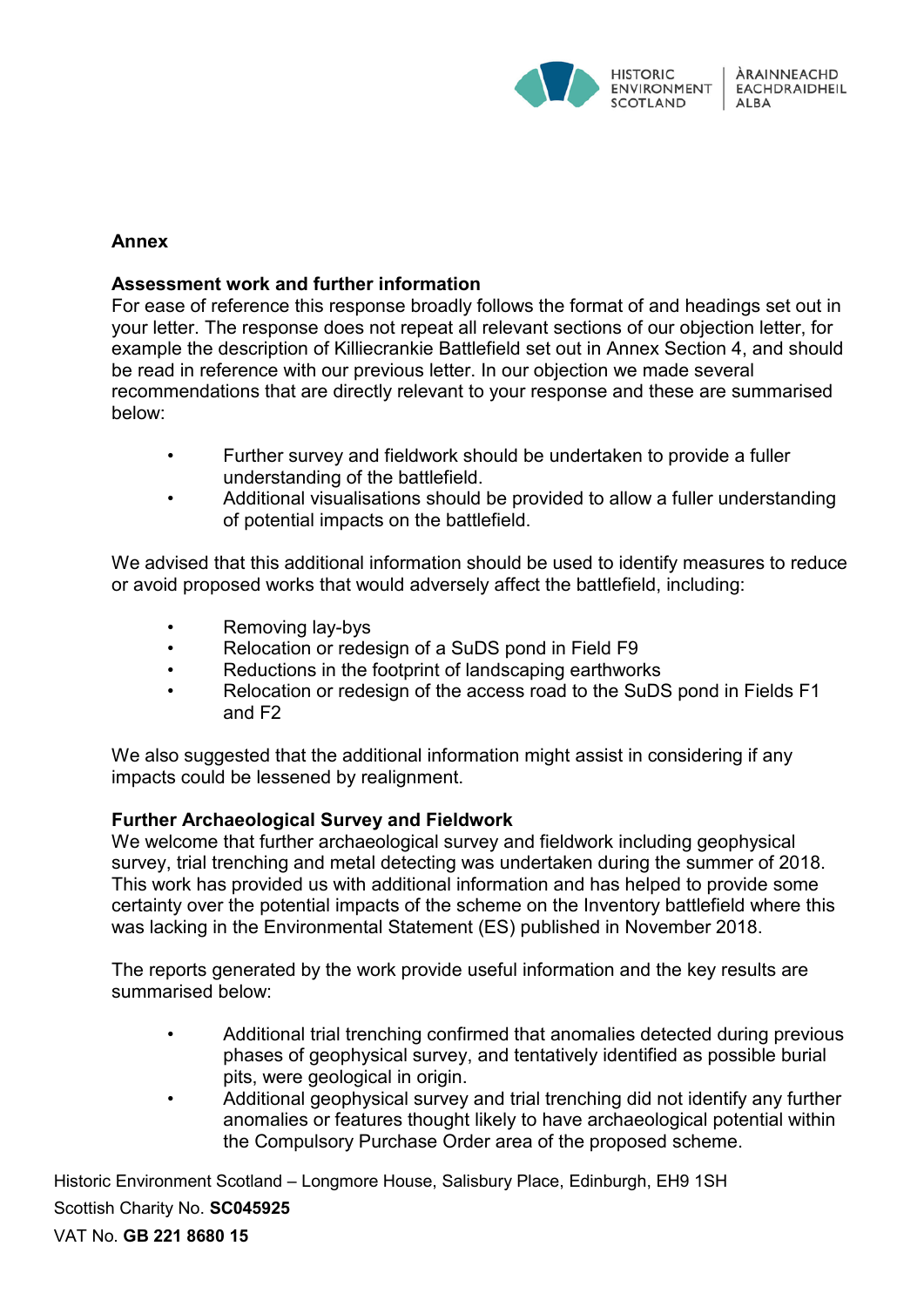## Annex

### Assessment work and further information

For ease of reference this response broadly follows the format of and headings set out in your letter. The response does not repeat all relevant sections of our objection letter, for example the description of Killiecrankie Battlefield set out in Annex Section 4, and should be read in reference with our previous letter. In our objection we made several recommendations that are directly relevant to your response and these are summarised below:

- Further survey and fieldwork should be undertaken to provide a fuller understanding of the battlefield.
- Additional visualisations should be provided to allow a fuller understanding of potential impacts on the battlefield.

We advised that this additional information should be used to identify measures to reduce or avoid proposed works that would adversely affect the battlefield, including:

- Removing lay-bys
- Relocation or redesign of a SuDS pond in Field F9
- Reductions in the footprint of landscaping earthworks
- Relocation or redesign of the access road to the SuDS pond in Fields F1 and F2

We also suggested that the additional information might assist in considering if any impacts could be lessened by realignment.

### Further Archaeological Survey and Fieldwork

We welcome that further archaeological survey and fieldwork including geophysical survey, trial trenching and metal detecting was undertaken during the summer of 2018. This work has provided us with additional information and has helped to provide some certainty over the potential impacts of the scheme on the Inventory battlefield where this was lacking in the Environmental Statement (ES) published in November 2018.

The reports generated by the work provide useful information and the key results are summarised below:

- Additional trial trenching confirmed that anomalies detected during previous phases of geophysical survey, and tentatively identified as possible burial pits, were geological in origin.
- Additional geophysical survey and trial trenching did not identify any further anomalies or features thought likely to have archaeological potential within the Compulsory Purchase Order area of the proposed scheme.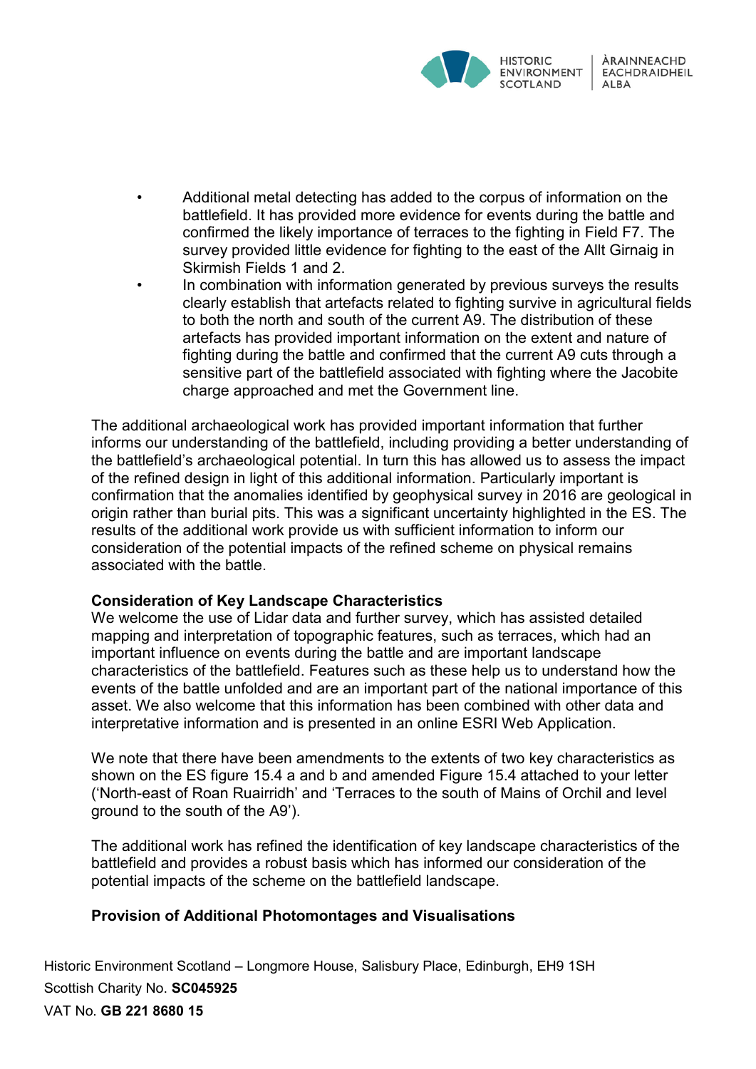- Additional metal detecting has added to the corpus of information on the battlefield. It has provided more evidence for events during the battle and confirmed the likely importance of terraces to the fighting in Field F7. The survey provided little evidence for fighting to the east of the Allt Girnaig in Skirmish Fields 1 and 2.
- In combination with information generated by previous surveys the results clearly establish that artefacts related to fighting survive in agricultural fields to both the north and south of the current A9. The distribution of these artefacts has provided important information on the extent and nature of fighting during the battle and confirmed that the current A9 cuts through a sensitive part of the battlefield associated with fighting where the Jacobite charge approached and met the Government line.

The additional archaeological work has provided important information that further informs our understanding of the battlefield, including providing a better understanding of the battlefield's archaeological potential. In turn this has allowed us to assess the impact of the refined design in light of this additional information. Particularly important is confirmation that the anomalies identified by geophysical survey in 2016 are geological in origin rather than burial pits. This was a significant uncertainty highlighted in the ES. The results of the additional work provide us with sufficient information to inform our consideration of the potential impacts of the refined scheme on physical remains associated with the battle.

**Consideration of Key Landscape Characteristics**

We welcome the use of Lidar data and further survey, which has assisted detailed mapping and interpretation of topographic features, such as terraces, which had an important influence on events during the battle and are important landscape characteristics of the battlefield. Features such as these help us to understand how the events of the battle unfolded and are an important part of the national importance of this asset. We also welcome that this information has been combined with other data and interpretative information and is presented in an online ESRI Web Application.

We note that there have been amendments to the extents of two key characteristics as shown on the ES figure 15.4 a and b and amended Figure 15.4 attached to your letter ('North-east of Roan Ruairridh' and 'Terraces to the south of Mains of Orchil and level ground to the south of the A9').

The additional work has refined the identification of key landscape characteristics of the battlefield and provides a robust basis which has informed our consideration of the potential impacts of the scheme on the battlefield landscape.

**Provision of Additional Photomontages and Visualisations**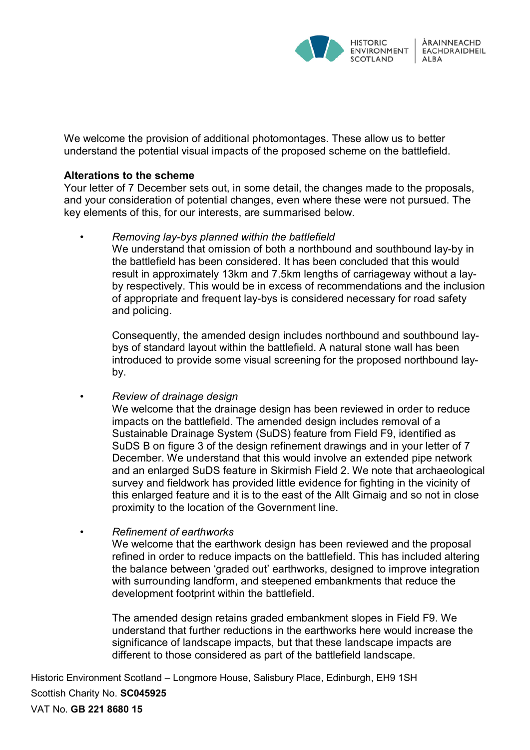We welcome the provision of additional photomontages. These allow us to better understand the potential visual impacts of the proposed scheme on the battlefield.

**Alterations to the scheme**

Your letter of 7 December sets out, in some detail, the changes made to the proposals, and your consideration of potential changes, even where these were not pursued. The key elements of this, for our interests, are summarised below.

- *Removing lay-bys planned within the battlefield*

  We understand that omission of both a northbound and southbound lay-by in the battlefield has been considered. It has been concluded that this would result in approximately 13km and 7.5km lengths of carriageway without a lay-by respectively. This would be in excess of recommendations and the inclusion of appropriate and frequent lay-bys is considered necessary for road safety and policing.

  Consequently, the amended design includes northbound and southbound lay-bys of standard layout within the battlefield. A natural stone wall has been introduced to provide some visual screening for the proposed northbound lay-by.

- *Review of drainage design*

  We welcome that the drainage design has been reviewed in order to reduce impacts on the battlefield. The amended design includes removal of a Sustainable Drainage System (SuDS) feature from Field F9, identified as SuDS B on figure 3 of the design refinement drawings and in your letter of 7 December. We understand that this would involve an extended pipe network and an enlarged SuDS feature in Skirmish Field 2. We note that archaeological survey and fieldwork has provided little evidence for fighting in the vicinity of this enlarged feature and it is to the east of the Allt Girnaig and so not in close proximity to the location of the Government line.

- *Refinement of earthworks*

  We welcome that the earthwork design has been reviewed and the proposal refined in order to reduce impacts on the battlefield. This has included altering the balance between 'graded out' earthworks, designed to improve integration with surrounding landform, and steepened embankments that reduce the development footprint within the battlefield.

  The amended design retains graded embankment slopes in Field F9. We understand that further reductions in the earthworks here would increase the significance of landscape impacts, but that these landscape impacts are different to those considered as part of the battlefield landscape.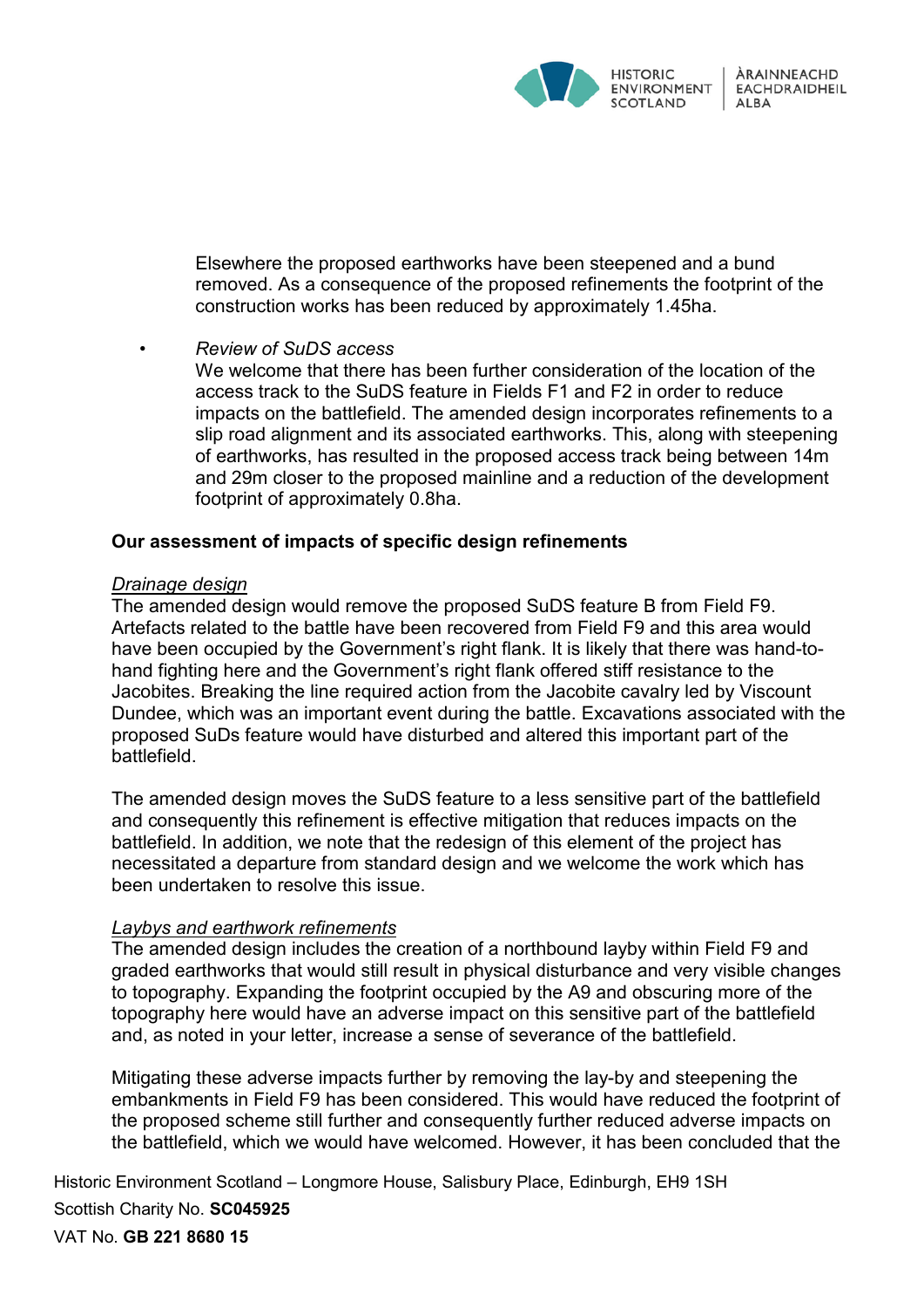Elsewhere the proposed earthworks have been steepened and a bund removed. As a consequence of the proposed refinements the footprint of the construction works has been reduced by approximately 1.45ha.

- *Review of SuDS access*
  We welcome that there has been further consideration of the location of the access track to the SuDS feature in Fields F1 and F2 in order to reduce impacts on the battlefield. The amended design incorporates refinements to a slip road alignment and its associated earthworks. This, along with steepening of earthworks, has resulted in the proposed access track being between 14m and 29m closer to the proposed mainline and a reduction of the development footprint of approximately 0.8ha.

**Our assessment of impacts of specific design refinements**

Drainage design

The amended design would remove the proposed SuDS feature B from Field F9. Artefacts related to the battle have been recovered from Field F9 and this area would have been occupied by the Government's right flank. It is likely that there was hand-to-hand fighting here and the Government's right flank offered stiff resistance to the Jacobites. Breaking the line required action from the Jacobite cavalry led by Viscount Dundee, which was an important event during the battle. Excavations associated with the proposed SuDs feature would have disturbed and altered this important part of the battlefield.

The amended design moves the SuDS feature to a less sensitive part of the battlefield and consequently this refinement is effective mitigation that reduces impacts on the battlefield. In addition, we note that the redesign of this element of the project has necessitated a departure from standard design and we welcome the work which has been undertaken to resolve this issue.

Laybys and earthwork refinements

The amended design includes the creation of a northbound layby within Field F9 and graded earthworks that would still result in physical disturbance and very visible changes to topography. Expanding the footprint occupied by the A9 and obscuring more of the topography here would have an adverse impact on this sensitive part of the battlefield and, as noted in your letter, increase a sense of severance of the battlefield.

Mitigating these adverse impacts further by removing the lay-by and steepening the embankments in Field F9 has been considered. This would have reduced the footprint of the proposed scheme still further and consequently further reduced adverse impacts on the battlefield, which we would have welcomed. However, it has been concluded that the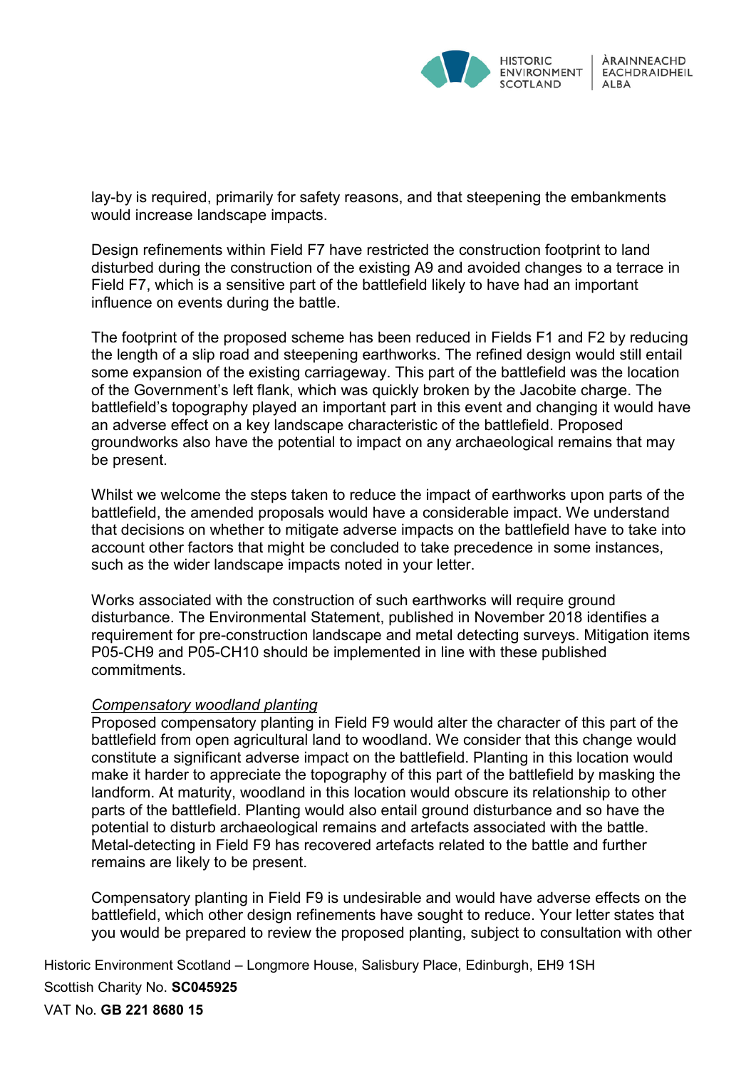lay-by is required, primarily for safety reasons, and that steepening the embankments would increase landscape impacts.

Design refinements within Field F7 have restricted the construction footprint to land disturbed during the construction of the existing A9 and avoided changes to a terrace in Field F7, which is a sensitive part of the battlefield likely to have had an important influence on events during the battle.

The footprint of the proposed scheme has been reduced in Fields F1 and F2 by reducing the length of a slip road and steepening earthworks. The refined design would still entail some expansion of the existing carriageway. This part of the battlefield was the location of the Government's left flank, which was quickly broken by the Jacobite charge. The battlefield's topography played an important part in this event and changing it would have an adverse effect on a key landscape characteristic of the battlefield. Proposed groundworks also have the potential to impact on any archaeological remains that may be present.

Whilst we welcome the steps taken to reduce the impact of earthworks upon parts of the battlefield, the amended proposals would have a considerable impact. We understand that decisions on whether to mitigate adverse impacts on the battlefield have to take into account other factors that might be concluded to take precedence in some instances, such as the wider landscape impacts noted in your letter.

Works associated with the construction of such earthworks will require ground disturbance. The Environmental Statement, published in November 2018 identifies a requirement for pre-construction landscape and metal detecting surveys. Mitigation items P05-CH9 and P05-CH10 should be implemented in line with these published commitments.

*Compensatory woodland planting*

Proposed compensatory planting in Field F9 would alter the character of this part of the battlefield from open agricultural land to woodland. We consider that this change would constitute a significant adverse impact on the battlefield. Planting in this location would make it harder to appreciate the topography of this part of the battlefield by masking the landform. At maturity, woodland in this location would obscure its relationship to other parts of the battlefield. Planting would also entail ground disturbance and so have the potential to disturb archaeological remains and artefacts associated with the battle. Metal-detecting in Field F9 has recovered artefacts related to the battle and further remains are likely to be present.

Compensatory planting in Field F9 is undesirable and would have adverse effects on the battlefield, which other design refinements have sought to reduce. Your letter states that you would be prepared to review the proposed planting, subject to consultation with other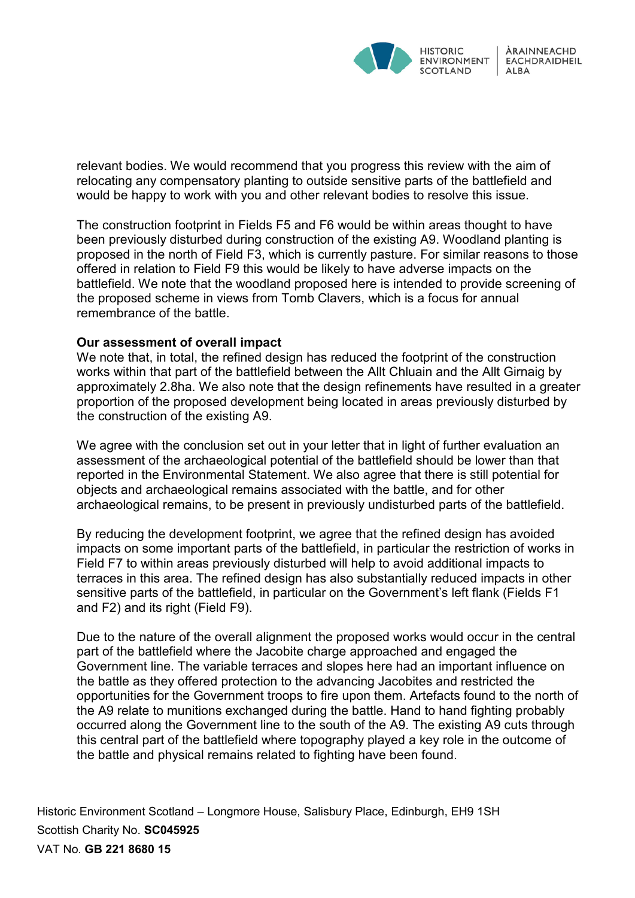relevant bodies. We would recommend that you progress this review with the aim of relocating any compensatory planting to outside sensitive parts of the battlefield and would be happy to work with you and other relevant bodies to resolve this issue.

The construction footprint in Fields F5 and F6 would be within areas thought to have been previously disturbed during construction of the existing A9. Woodland planting is proposed in the north of Field F3, which is currently pasture. For similar reasons to those offered in relation to Field F9 this would be likely to have adverse impacts on the battlefield. We note that the woodland proposed here is intended to provide screening of the proposed scheme in views from Tomb Clavers, which is a focus for annual remembrance of the battle.

**Our assessment of overall impact**

We note that, in total, the refined design has reduced the footprint of the construction works within that part of the battlefield between the Allt Chluain and the Allt Girnaig by approximately 2.8ha. We also note that the design refinements have resulted in a greater proportion of the proposed development being located in areas previously disturbed by the construction of the existing A9.

We agree with the conclusion set out in your letter that in light of further evaluation an assessment of the archaeological potential of the battlefield should be lower than that reported in the Environmental Statement. We also agree that there is still potential for objects and archaeological remains associated with the battle, and for other archaeological remains, to be present in previously undisturbed parts of the battlefield.

By reducing the development footprint, we agree that the refined design has avoided impacts on some important parts of the battlefield, in particular the restriction of works in Field F7 to within areas previously disturbed will help to avoid additional impacts to terraces in this area. The refined design has also substantially reduced impacts in other sensitive parts of the battlefield, in particular on the Government's left flank (Fields F1 and F2) and its right (Field F9).

Due to the nature of the overall alignment the proposed works would occur in the central part of the battlefield where the Jacobite charge approached and engaged the Government line. The variable terraces and slopes here had an important influence on the battle as they offered protection to the advancing Jacobites and restricted the opportunities for the Government troops to fire upon them. Artefacts found to the north of the A9 relate to munitions exchanged during the battle. Hand to hand fighting probably occurred along the Government line to the south of the A9. The existing A9 cuts through this central part of the battlefield where topography played a key role in the outcome of the battle and physical remains related to fighting have been found.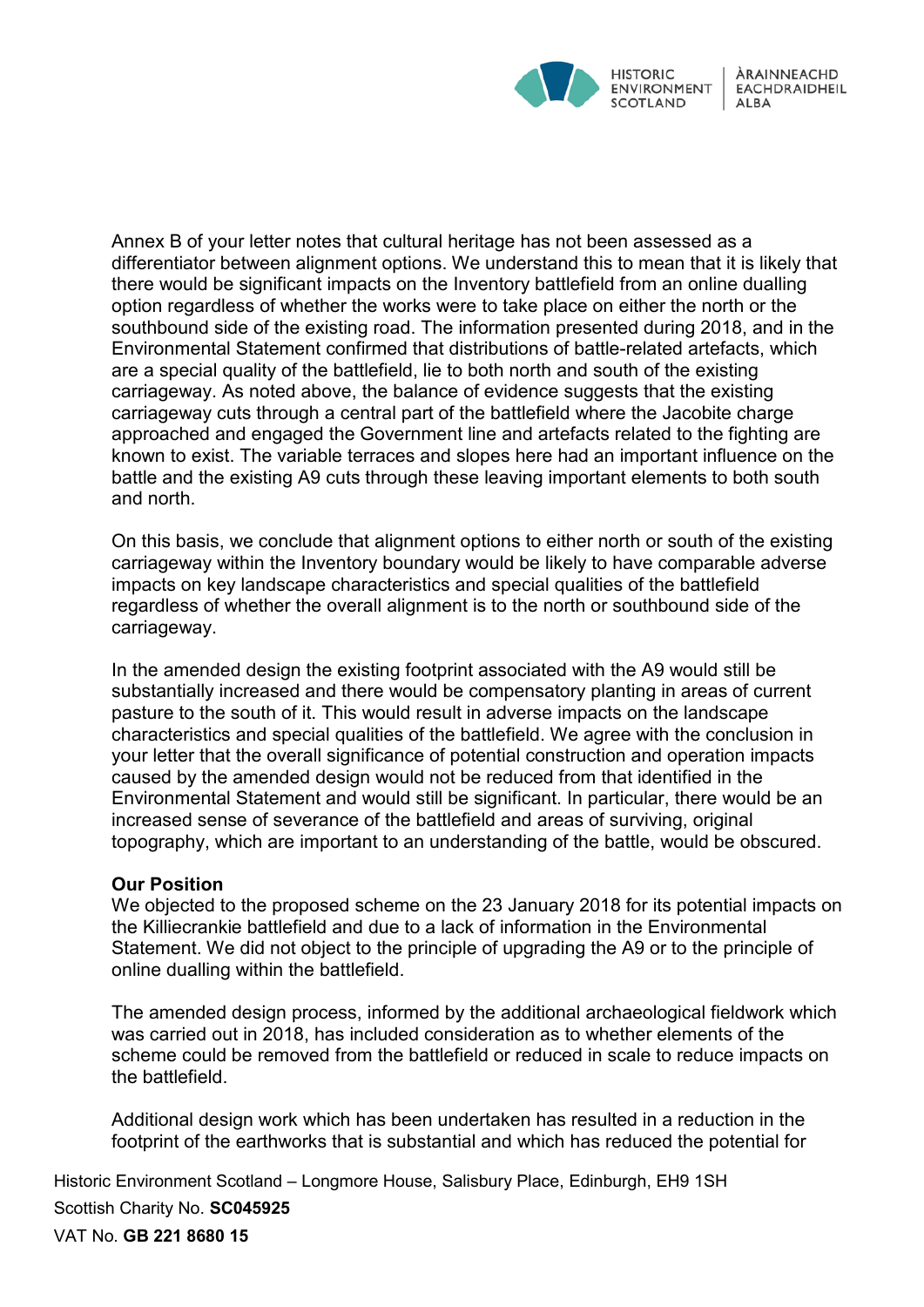Annex B of your letter notes that cultural heritage has not been assessed as a differentiator between alignment options. We understand this to mean that it is likely that there would be significant impacts on the Inventory battlefield from an online dualling option regardless of whether the works were to take place on either the north or the southbound side of the existing road. The information presented during 2018, and in the Environmental Statement confirmed that distributions of battle-related artefacts, which are a special quality of the battlefield, lie to both north and south of the existing carriageway. As noted above, the balance of evidence suggests that the existing carriageway cuts through a central part of the battlefield where the Jacobite charge approached and engaged the Government line and artefacts related to the fighting are known to exist. The variable terraces and slopes here had an important influence on the battle and the existing A9 cuts through these leaving important elements to both south and north.

On this basis, we conclude that alignment options to either north or south of the existing carriageway within the Inventory boundary would be likely to have comparable adverse impacts on key landscape characteristics and special qualities of the battlefield regardless of whether the overall alignment is to the north or southbound side of the carriageway.

In the amended design the existing footprint associated with the A9 would still be substantially increased and there would be compensatory planting in areas of current pasture to the south of it. This would result in adverse impacts on the landscape characteristics and special qualities of the battlefield. We agree with the conclusion in your letter that the overall significance of potential construction and operation impacts caused by the amended design would not be reduced from that identified in the Environmental Statement and would still be significant. In particular, there would be an increased sense of severance of the battlefield and areas of surviving, original topography, which are important to an understanding of the battle, would be obscured.

**Our Position**
We objected to the proposed scheme on the 23 January 2018 for its potential impacts on the Killiecrankie battlefield and due to a lack of information in the Environmental Statement. We did not object to the principle of upgrading the A9 or to the principle of online dualling within the battlefield.

The amended design process, informed by the additional archaeological fieldwork which was carried out in 2018, has included consideration as to whether elements of the scheme could be removed from the battlefield or reduced in scale to reduce impacts on the battlefield.

Additional design work which has been undertaken has resulted in a reduction in the footprint of the earthworks that is substantial and which has reduced the potential for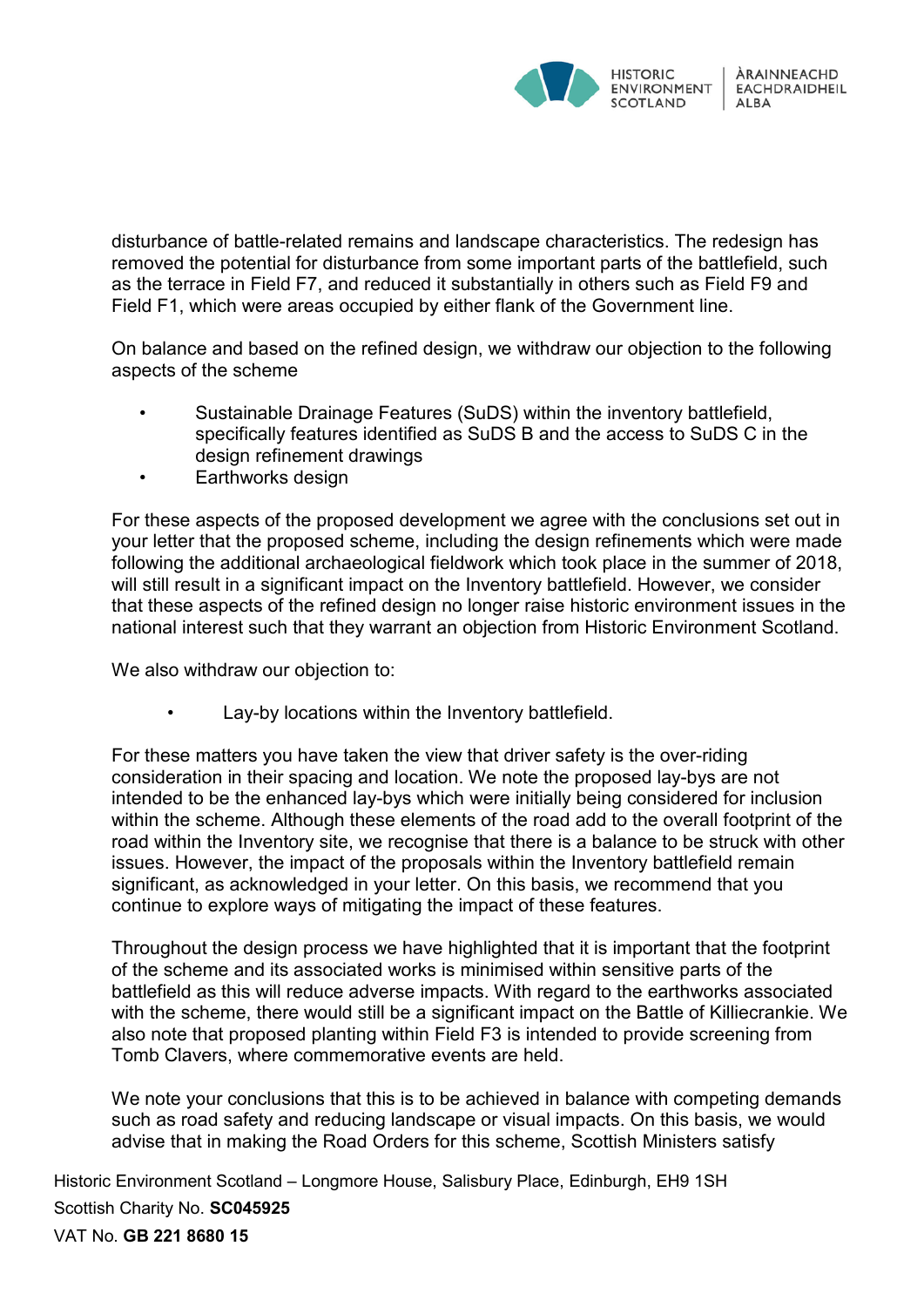disturbance of battle-related remains and landscape characteristics. The redesign has removed the potential for disturbance from some important parts of the battlefield, such as the terrace in Field F7, and reduced it substantially in others such as Field F9 and Field F1, which were areas occupied by either flank of the Government line.

On balance and based on the refined design, we withdraw our objection to the following aspects of the scheme

- Sustainable Drainage Features (SuDS) within the inventory battlefield, specifically features identified as SuDS B and the access to SuDS C in the design refinement drawings
- Earthworks design

For these aspects of the proposed development we agree with the conclusions set out in your letter that the proposed scheme, including the design refinements which were made following the additional archaeological fieldwork which took place in the summer of 2018, will still result in a significant impact on the Inventory battlefield. However, we consider that these aspects of the refined design no longer raise historic environment issues in the national interest such that they warrant an objection from Historic Environment Scotland.

We also withdraw our objection to:

- Lay-by locations within the Inventory battlefield.

For these matters you have taken the view that driver safety is the over-riding consideration in their spacing and location. We note the proposed lay-bys are not intended to be the enhanced lay-bys which were initially being considered for inclusion within the scheme. Although these elements of the road add to the overall footprint of the road within the Inventory site, we recognise that there is a balance to be struck with other issues. However, the impact of the proposals within the Inventory battlefield remain significant, as acknowledged in your letter. On this basis, we recommend that you continue to explore ways of mitigating the impact of these features.

Throughout the design process we have highlighted that it is important that the footprint of the scheme and its associated works is minimised within sensitive parts of the battlefield as this will reduce adverse impacts. With regard to the earthworks associated with the scheme, there would still be a significant impact on the Battle of Killiecrankie. We also note that proposed planting within Field F3 is intended to provide screening from Tomb Clavers, where commemorative events are held.

We note your conclusions that this is to be achieved in balance with competing demands such as road safety and reducing landscape or visual impacts. On this basis, we would advise that in making the Road Orders for this scheme, Scottish Ministers satisfy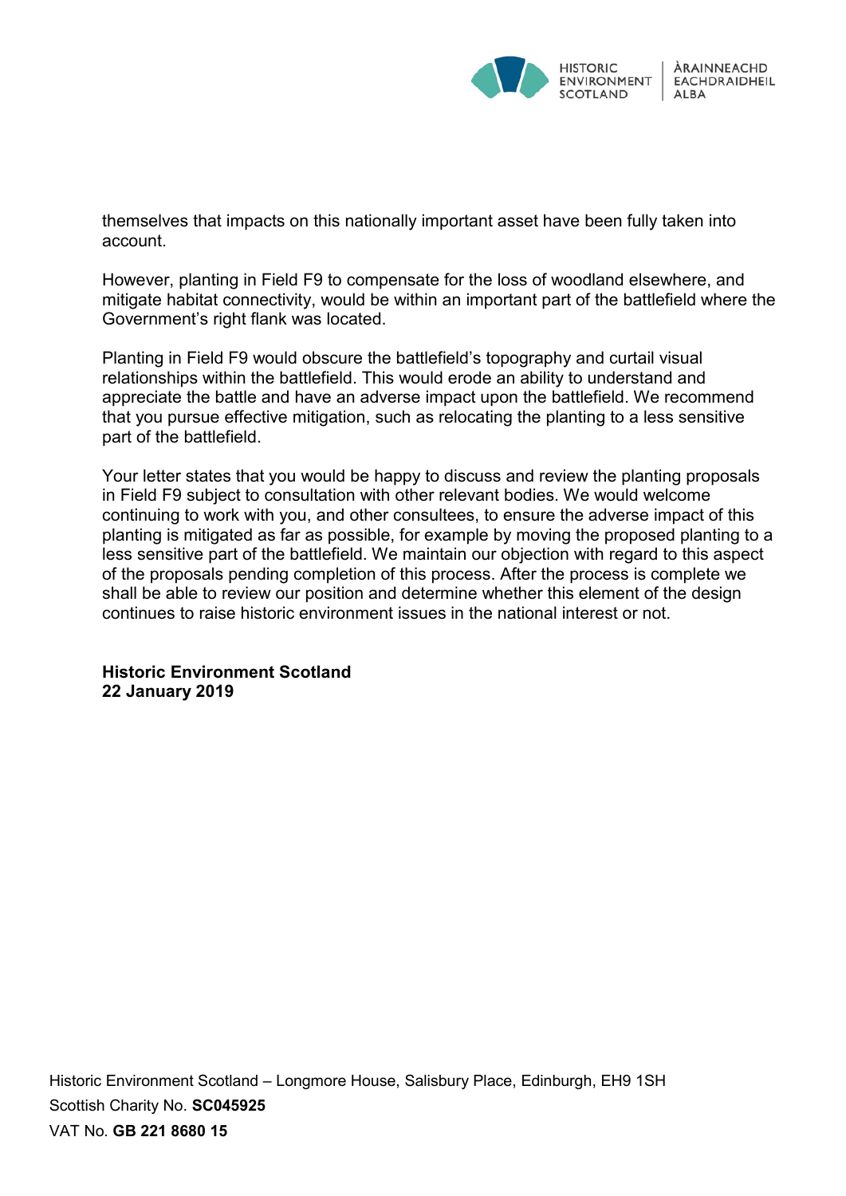themselves that impacts on this nationally important asset have been fully taken into account.

However, planting in Field F9 to compensate for the loss of woodland elsewhere, and mitigate habitat connectivity, would be within an important part of the battlefield where the Government's right flank was located.

Planting in Field F9 would obscure the battlefield's topography and curtail visual relationships within the battlefield. This would erode an ability to understand and appreciate the battle and have an adverse impact upon the battlefield. We recommend that you pursue effective mitigation, such as relocating the planting to a less sensitive part of the battlefield.

Your letter states that you would be happy to discuss and review the planting proposals in Field F9 subject to consultation with other relevant bodies. We would welcome continuing to work with you, and other consultees, to ensure the adverse impact of this planting is mitigated as far as possible, for example by moving the proposed planting to a less sensitive part of the battlefield. We maintain our objection with regard to this aspect of the proposals pending completion of this process. After the process is complete we shall be able to review our position and determine whether this element of the design continues to raise historic environment issues in the national interest or not.

**Historic Environment Scotland**
**22 January 2019**

Historic Environment Scotland – Longmore House, Salisbury Place, Edinburgh, EH9 1SH
Scottish Charity No. **SC045925**
VAT No. **GB 221 8680 15**